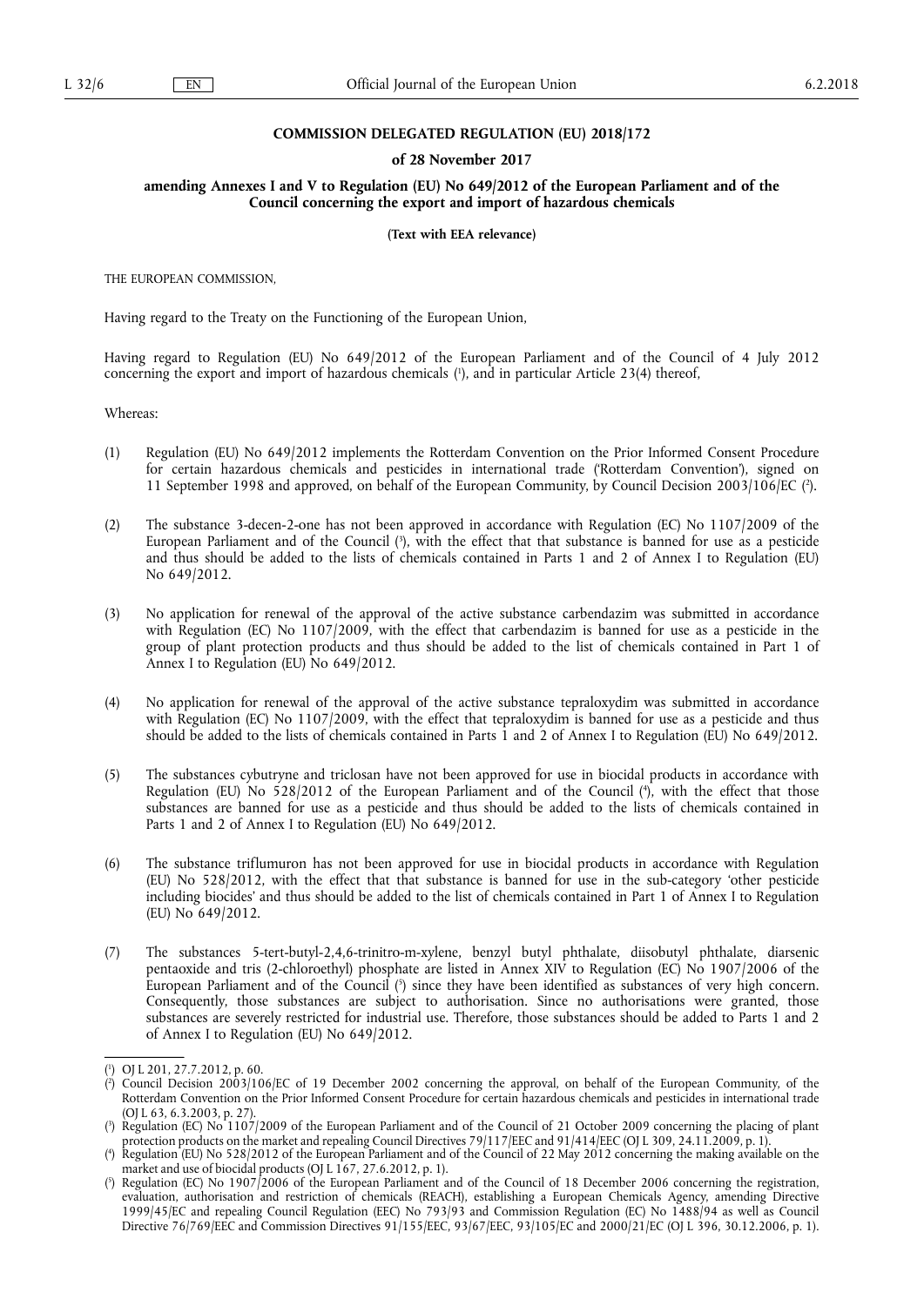**COMMISSION DELEGATED REGULATION (EU) 2018/172**

**of 28 November 2017**

**amending Annexes I and V to Regulation (EU) No 649/2012 of the European Parliament and of the Council concerning the export and import of hazardous chemicals**

**(Text with EEA relevance)**

THE EUROPEAN COMMISSION,

Having regard to the Treaty on the Functioning of the European Union,

Having regard to Regulation (EU) No 649/2012 of the European Parliament and of the Council of 4 July 2012 concerning the export and import of hazardous chemicals ([1]), and in particular Article 23(4) thereof,

Whereas:

(1) Regulation (EU) No 649/2012 implements the Rotterdam Convention on the Prior Informed Consent Procedure for certain hazardous chemicals and pesticides in international trade ('Rotterdam Convention'), signed on 11 September 1998 and approved, on behalf of the European Community, by Council Decision 2003/106/EC ([2]).

(2) The substance 3-decen-2-one has not been approved in accordance with Regulation (EC) No 1107/2009 of the European Parliament and of the Council ([3]), with the effect that that substance is banned for use as a pesticide and thus should be added to the lists of chemicals contained in Parts 1 and 2 of Annex I to Regulation (EU) No 649/2012.

(3) No application for renewal of the approval of the active substance carbendazim was submitted in accordance with Regulation (EC) No 1107/2009, with the effect that carbendazim is banned for use as a pesticide in the group of plant protection products and thus should be added to the list of chemicals contained in Part 1 of Annex I to Regulation (EU) No 649/2012.

(4) No application for renewal of the approval of the active substance tepraloxydim was submitted in accordance with Regulation (EC) No 1107/2009, with the effect that tepraloxydim is banned for use as a pesticide and thus should be added to the lists of chemicals contained in Parts 1 and 2 of Annex I to Regulation (EU) No 649/2012.

(5) The substances cybutryne and triclosan have not been approved for use in biocidal products in accordance with Regulation (EU) No 528/2012 of the European Parliament and of the Council ([4]), with the effect that those substances are banned for use as a pesticide and thus should be added to the lists of chemicals contained in Parts 1 and 2 of Annex I to Regulation (EU) No 649/2012.

(6) The substance triflumuron has not been approved for use in biocidal products in accordance with Regulation (EU) No 528/2012, with the effect that that substance is banned for use in the sub-category 'other pesticide including biocides' and thus should be added to the list of chemicals contained in Part 1 of Annex I to Regulation (EU) No 649/2012.

(7) The substances 5-tert-butyl-2,4,6-trinitro-m-xylene, benzyl butyl phthalate, diisobutyl phthalate, diarsenic pentaoxide and tris (2-chloroethyl) phosphate are listed in Annex XIV to Regulation (EC) No 1907/2006 of the European Parliament and of the Council ([5]) since they have been identified as substances of very high concern. Consequently, those substances are subject to authorisation. Since no authorisations were granted, those substances are severely restricted for industrial use. Therefore, those substances should be added to Parts 1 and 2 of Annex I to Regulation (EU) No 649/2012.

---

([1]) OJ L 201, 27.7.2012, p. 60.

([2]) Council Decision 2003/106/EC of 19 December 2002 concerning the approval, on behalf of the European Community, of the Rotterdam Convention on the Prior Informed Consent Procedure for certain hazardous chemicals and pesticides in international trade (OJ L 63, 6.3.2003, p. 27).

([3]) Regulation (EC) No 1107/2009 of the European Parliament and of the Council of 21 October 2009 concerning the placing of plant protection products on the market and repealing Council Directives 79/117/EEC and 91/414/EEC (OJ L 309, 24.11.2009, p. 1).

([4]) Regulation (EU) No 528/2012 of the European Parliament and of the Council of 22 May 2012 concerning the making available on the market and use of biocidal products (OJ L 167, 27.6.2012, p. 1).

([5]) Regulation (EC) No 1907/2006 of the European Parliament and of the Council of 18 December 2006 concerning the registration, evaluation, authorisation and restriction of chemicals (REACH), establishing a European Chemicals Agency, amending Directive 1999/45/EC and repealing Council Regulation (EEC) No 793/93 and Commission Regulation (EC) No 1488/94 as well as Council Directive 76/769/EEC and Commission Directives 91/155/EEC, 93/67/EEC, 93/105/EC and 2000/21/EC (OJ L 396, 30.12.2006, p. 1).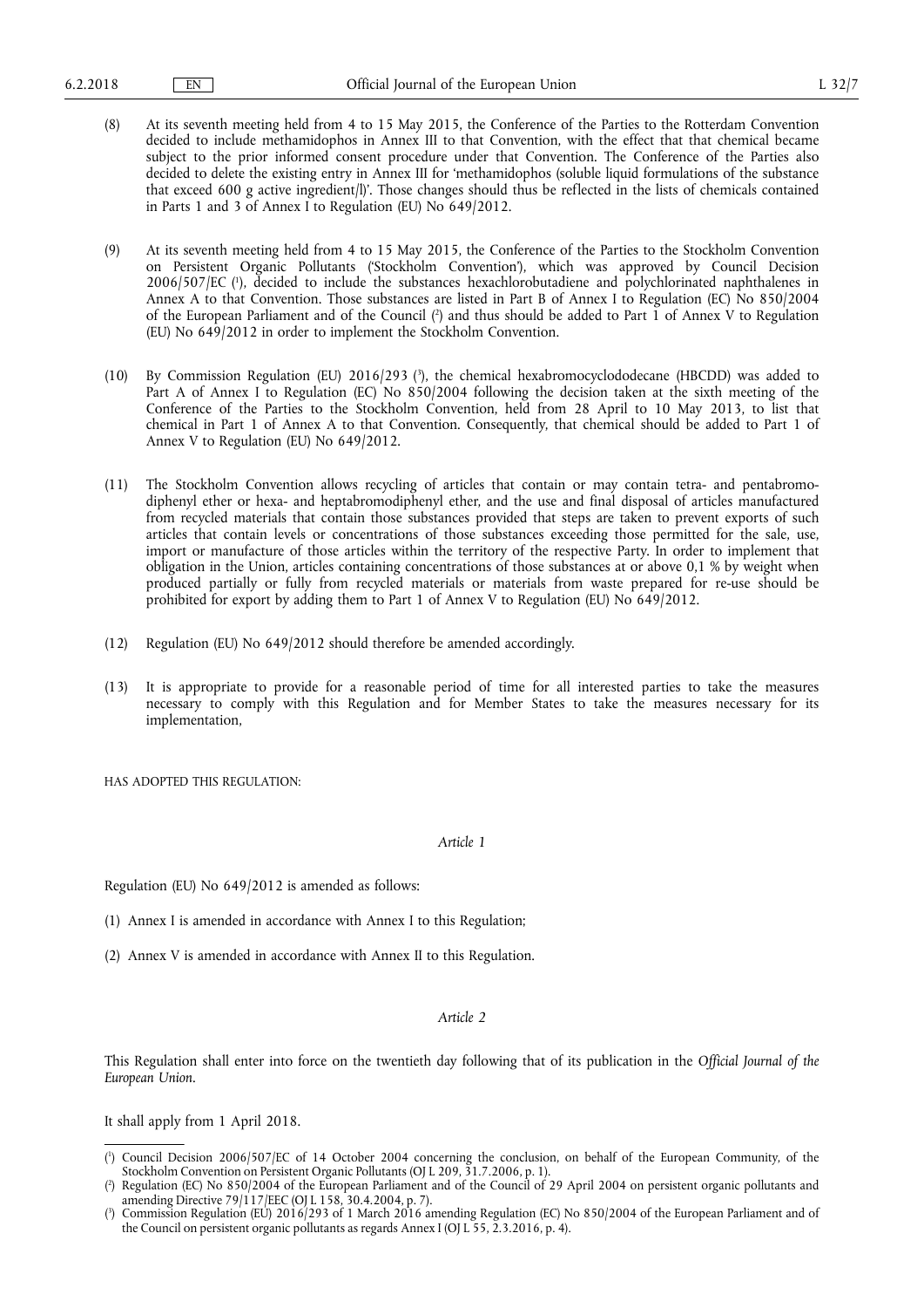(8) At its seventh meeting held from 4 to 15 May 2015, the Conference of the Parties to the Rotterdam Convention decided to include methamidophos in Annex III to that Convention, with the effect that that chemical became subject to the prior informed consent procedure under that Convention. The Conference of the Parties also decided to delete the existing entry in Annex III for 'methamidophos (soluble liquid formulations of the substance that exceed 600 g active ingredient/l)'. Those changes should thus be reflected in the lists of chemicals contained in Parts 1 and 3 of Annex I to Regulation (EU) No 649/2012.

(9) At its seventh meeting held from 4 to 15 May 2015, the Conference of the Parties to the Stockholm Convention on Persistent Organic Pollutants ('Stockholm Convention'), which was approved by Council Decision 2006/507/EC [1], decided to include the substances hexachlorobutadiene and polychlorinated naphthalenes in Annex A to that Convention. Those substances are listed in Part B of Annex I to Regulation (EC) No 850/2004 of the European Parliament and of the Council [2] and thus should be added to Part 1 of Annex V to Regulation (EU) No 649/2012 in order to implement the Stockholm Convention.

(10) By Commission Regulation (EU) 2016/293 [3], the chemical hexabromocyclododecane (HBCDD) was added to Part A of Annex I to Regulation (EC) No 850/2004 following the decision taken at the sixth meeting of the Conference of the Parties to the Stockholm Convention, held from 28 April to 10 May 2013, to list that chemical in Part 1 of Annex A to that Convention. Consequently, that chemical should be added to Part 1 of Annex V to Regulation (EU) No 649/2012.

(11) The Stockholm Convention allows recycling of articles that contain or may contain tetra- and pentabromodiphenyl ether or hexa- and heptabromodiphenyl ether, and the use and final disposal of articles manufactured from recycled materials that contain those substances provided that steps are taken to prevent exports of such articles that contain levels or concentrations of those substances exceeding those permitted for the sale, use, import or manufacture of those articles within the territory of the respective Party. In order to implement that obligation in the Union, articles containing concentrations of those substances at or above 0,1 % by weight when produced partially or fully from recycled materials or materials from waste prepared for re-use should be prohibited for export by adding them to Part 1 of Annex V to Regulation (EU) No 649/2012.

(12) Regulation (EU) No 649/2012 should therefore be amended accordingly.

(13) It is appropriate to provide for a reasonable period of time for all interested parties to take the measures necessary to comply with this Regulation and for Member States to take the measures necessary for its implementation,

HAS ADOPTED THIS REGULATION:

*Article 1*

Regulation (EU) No 649/2012 is amended as follows:

(1) Annex I is amended in accordance with Annex I to this Regulation;

(2) Annex V is amended in accordance with Annex II to this Regulation.

*Article 2*

This Regulation shall enter into force on the twentieth day following that of its publication in the *Official Journal of the European Union*.

It shall apply from 1 April 2018.

---

[1] Council Decision 2006/507/EC of 14 October 2004 concerning the conclusion, on behalf of the European Community, of the Stockholm Convention on Persistent Organic Pollutants (OJ L 209, 31.7.2006, p. 1).

[2] Regulation (EC) No 850/2004 of the European Parliament and of the Council of 29 April 2004 on persistent organic pollutants and amending Directive 79/117/EEC (OJ L 158, 30.4.2004, p. 7).

[3] Commission Regulation (EU) 2016/293 of 1 March 2016 amending Regulation (EC) No 850/2004 of the European Parliament and of the Council on persistent organic pollutants as regards Annex I (OJ L 55, 2.3.2016, p. 4).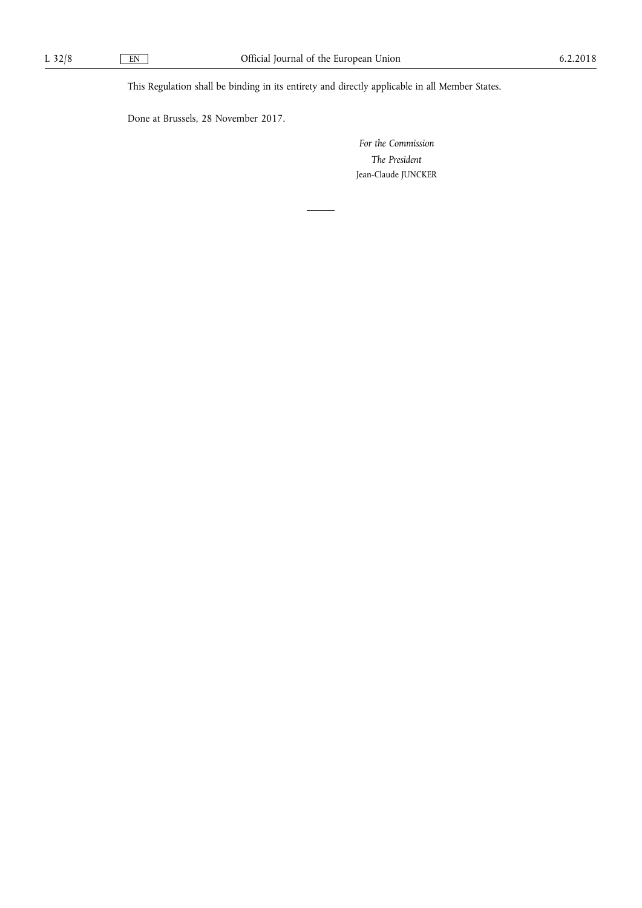This Regulation shall be binding in its entirety and directly applicable in all Member States.

Done at Brussels, 28 November 2017.

*For the Commission*

*The President*

Jean-Claude JUNCKER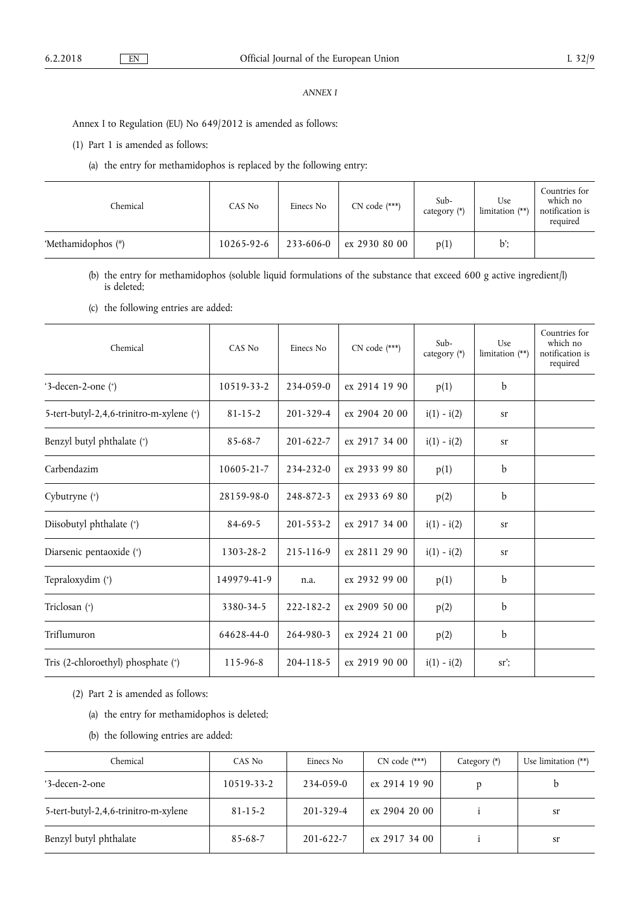*ANNEX I*

Annex I to Regulation (EU) No 649/2012 is amended as follows:

(1) Part 1 is amended as follows:

(a) the entry for methamidophos is replaced by the following entry:

| Chemical | CAS No | Einecs No | CN code (***) | Sub-category (*) | Use limitation (**) | Countries for which no notification is required |
|---|---|---|---|---|---|---|
| 'Methamidophos (#) | 10265-92-6 | 233-606-0 | ex 2930 80 00 | p(1) | b'; | |

(b) the entry for methamidophos (soluble liquid formulations of the substance that exceed 600 g active ingredient/l) is deleted;

(c) the following entries are added:

| Chemical | CAS No | Einecs No | CN code (***) | Sub-category (*) | Use limitation (**) | Countries for which no notification is required |
|---|---|---|---|---|---|---|
| '3-decen-2-one (+) | 10519-33-2 | 234-059-0 | ex 2914 19 90 | p(1) | b | |
| 5-tert-butyl-2,4,6-trinitro-m-xylene (+) | 81-15-2 | 201-329-4 | ex 2904 20 00 | i(1) - i(2) | sr | |
| Benzyl butyl phthalate (+) | 85-68-7 | 201-622-7 | ex 2917 34 00 | i(1) - i(2) | sr | |
| Carbendazim | 10605-21-7 | 234-232-0 | ex 2933 99 80 | p(1) | b | |
| Cybutryne (+) | 28159-98-0 | 248-872-3 | ex 2933 69 80 | p(2) | b | |
| Diisobutyl phthalate (+) | 84-69-5 | 201-553-2 | ex 2917 34 00 | i(1) - i(2) | sr | |
| Diarsenic pentaoxide (+) | 1303-28-2 | 215-116-9 | ex 2811 29 90 | i(1) - i(2) | sr | |
| Tepraloxydim (+) | 149979-41-9 | n.a. | ex 2932 99 00 | p(1) | b | |
| Triclosan (+) | 3380-34-5 | 222-182-2 | ex 2909 50 00 | p(2) | b | |
| Triflumuron | 64628-44-0 | 264-980-3 | ex 2924 21 00 | p(2) | b | |
| Tris (2-chloroethyl) phosphate (+) | 115-96-8 | 204-118-5 | ex 2919 90 00 | i(1) - i(2) | sr'; | |

(2) Part 2 is amended as follows:

(a) the entry for methamidophos is deleted;

(b) the following entries are added:

| Chemical | CAS No | Einecs No | CN code (***) | Category (*) | Use limitation (**) |
|---|---|---|---|---|---|
| '3-decen-2-one | 10519-33-2 | 234-059-0 | ex 2914 19 90 | p | b |
| 5-tert-butyl-2,4,6-trinitro-m-xylene | 81-15-2 | 201-329-4 | ex 2904 20 00 | i | sr |
| Benzyl butyl phthalate | 85-68-7 | 201-622-7 | ex 2917 34 00 | i | sr |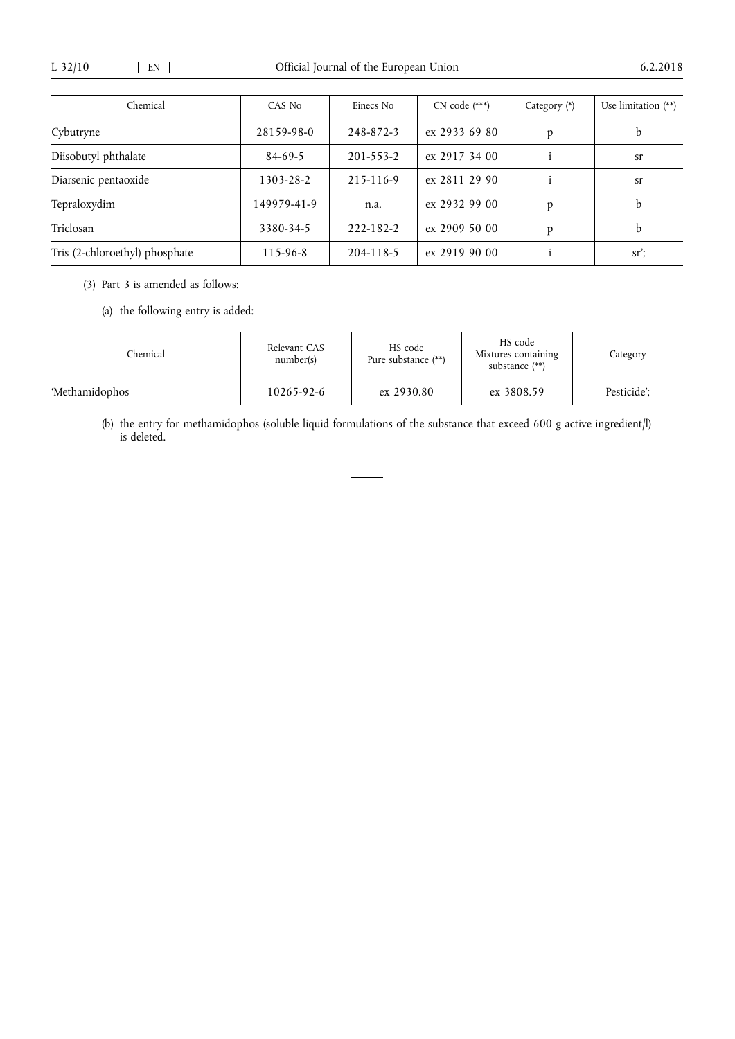| Chemical | CAS No | Einecs No | CN code (***) | Category (*) | Use limitation (**) |
|---|---|---|---|---|---|
| Cybutryne | 28159-98-0 | 248-872-3 | ex 2933 69 80 | p | b |
| Diisobutyl phthalate | 84-69-5 | 201-553-2 | ex 2917 34 00 | i | sr |
| Diarsenic pentaoxide | 1303-28-2 | 215-116-9 | ex 2811 29 90 | i | sr |
| Tepraloxydim | 149979-41-9 | n.a. | ex 2932 99 00 | p | b |
| Triclosan | 3380-34-5 | 222-182-2 | ex 2909 50 00 | p | b |
| Tris (2-chloroethyl) phosphate | 115-96-8 | 204-118-5 | ex 2919 90 00 | i | sr'; |

(3) Part 3 is amended as follows:

(a) the following entry is added:

| Chemical | Relevant CAS number(s) | HS code Pure substance (**) | HS code Mixtures containing substance (**) | Category |
|---|---|---|---|---|
| 'Methamidophos | 10265-92-6 | ex 2930.80 | ex 3808.59 | Pesticide'; |

(b) the entry for methamidophos (soluble liquid formulations of the substance that exceed 600 g active ingredient/l) is deleted.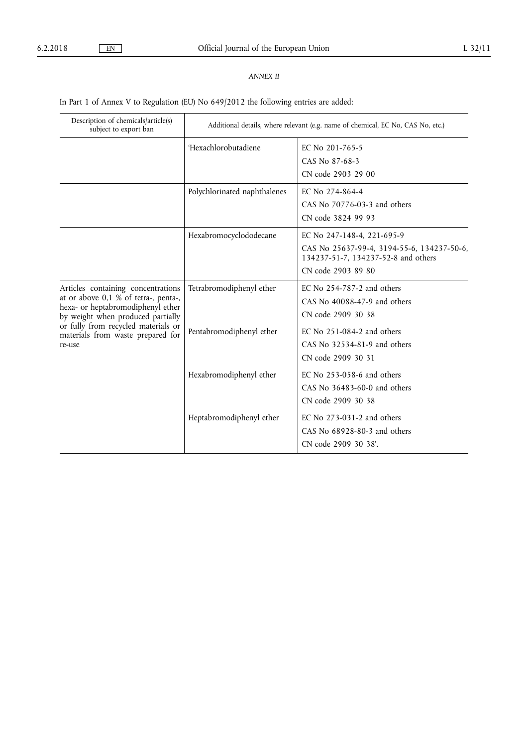*ANNEX II*

In Part 1 of Annex V to Regulation (EU) No 649/2012 the following entries are added:

| Description of chemicals/article(s) subject to export ban | Additional details, where relevant (e.g. name of chemical, EC No, CAS No, etc.) | |
|---|---|---|
| | 'Hexachlorobutadiene | EC No 201-765-5<br>CAS No 87-68-3<br>CN code 2903 29 00 |
| | Polychlorinated naphthalenes | EC No 274-864-4<br>CAS No 70776-03-3 and others<br>CN code 3824 99 93 |
| | Hexabromocyclododecane | EC No 247-148-4, 221-695-9<br>CAS No 25637-99-4, 3194-55-6, 134237-50-6, 134237-51-7, 134237-52-8 and others<br>CN code 2903 89 80 |
| Articles containing concentrations at or above 0,1 % of tetra-, penta-, hexa- or heptabromodiphenyl ether by weight when produced partially or fully from recycled materials or materials from waste prepared for re-use | Tetrabromodiphenyl ether | EC No 254-787-2 and others<br>CAS No 40088-47-9 and others<br>CN code 2909 30 38 |
| | Pentabromodiphenyl ether | EC No 251-084-2 and others<br>CAS No 32534-81-9 and others<br>CN code 2909 30 31 |
| | Hexabromodiphenyl ether | EC No 253-058-6 and others<br>CAS No 36483-60-0 and others<br>CN code 2909 30 38 |
| | Heptabromodiphenyl ether | EC No 273-031-2 and others<br>CAS No 68928-80-3 and others<br>CN code 2909 30 38'. |